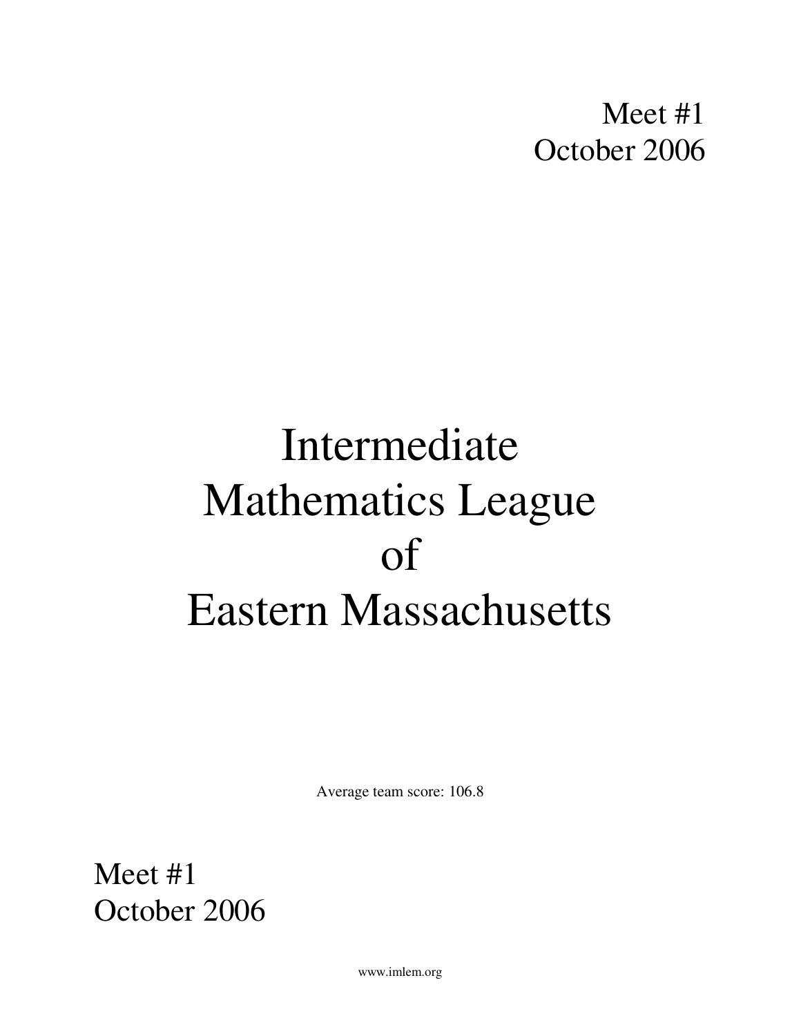Meet #1
October 2006

# Intermediate Mathematics League of Eastern Massachusetts

Average team score: 106.8

Meet #1
October 2006

www.imlem.org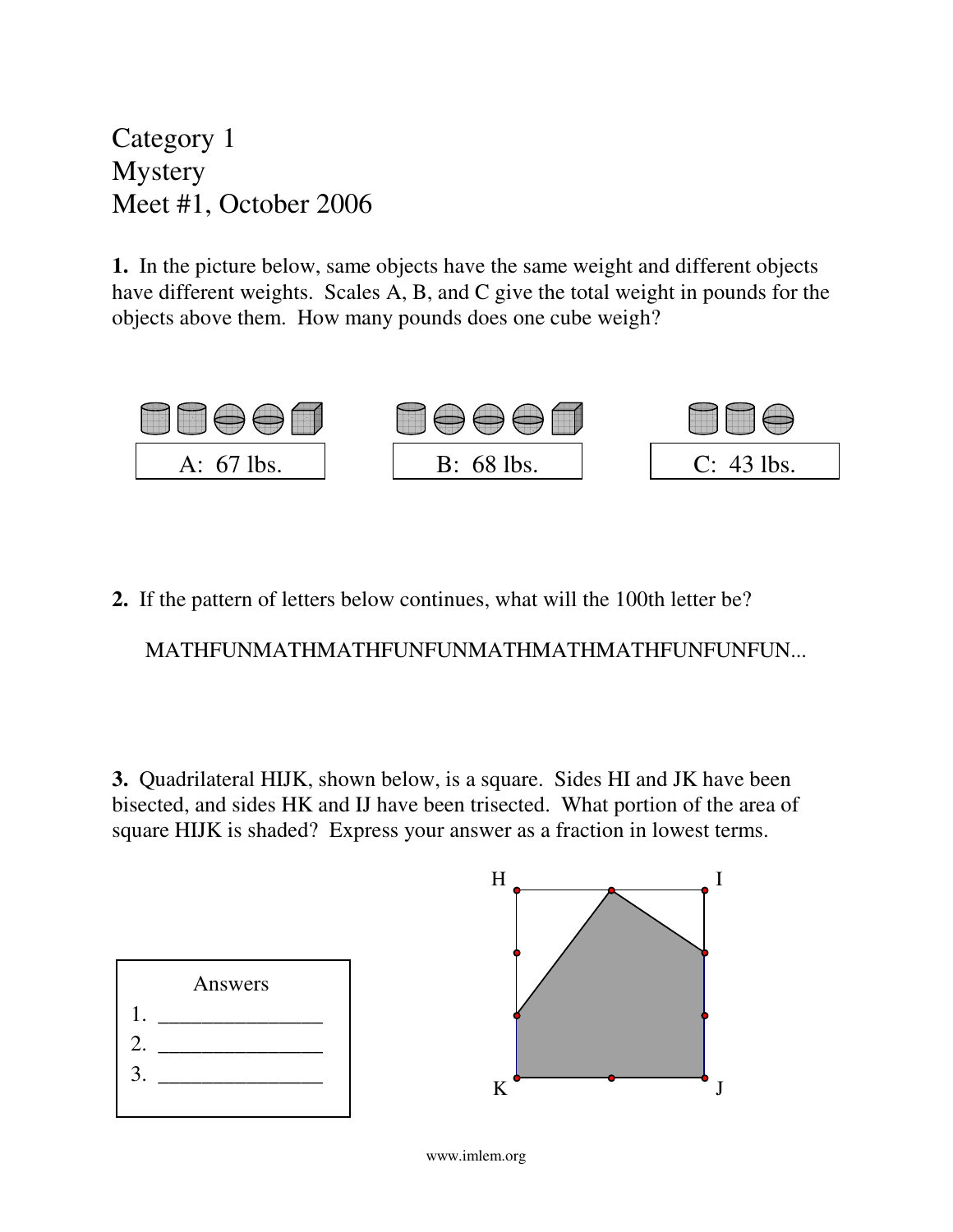Category 1
Mystery
Meet #1, October 2006

**1.** In the picture below, same objects have the same weight and different objects have different weights. Scales A, B, and C give the total weight in pounds for the objects above them. How many pounds does one cube weigh?

A: 67 lbs.

B: 68 lbs.

C: 43 lbs.

**2.** If the pattern of letters below continues, what will the 100th letter be?

MATHFUNMATHMATHFUNFUNMATHMATHMATHFUNFUNFUN...

**3.** Quadrilateral HIJK, shown below, is a square. Sides HI and JK have been bisected, and sides HK and IJ have been trisected. What portion of the area of square HIJK is shaded? Express your answer as a fraction in lowest terms.

| Answers |
| --- |
| 1. _______________ |
| 2. _______________ |
| 3. _______________ |

www.imlem.org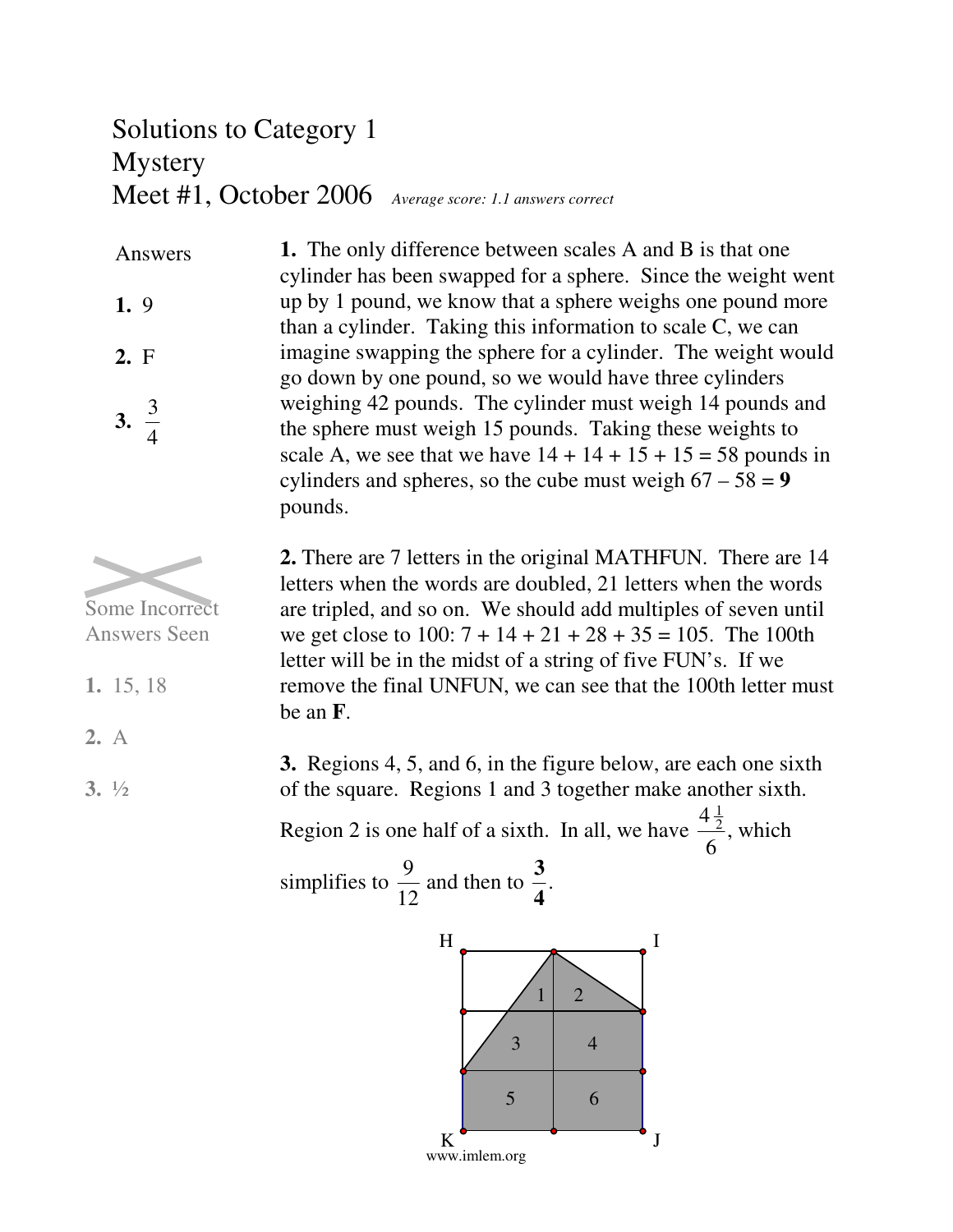# Solutions to Category 1
# Mystery
# Meet #1, October 2006

*Average score: 1.1 answers correct*

Answers

**1.** 9

**2.** F

**3.** $\frac{3}{4}$

Some Incorrect Answers Seen

**1.** 15, 18

**2.** A

**3.** ½

**1.** The only difference between scales A and B is that one cylinder has been swapped for a sphere. Since the weight went up by 1 pound, we know that a sphere weighs one pound more than a cylinder. Taking this information to scale C, we can imagine swapping the sphere for a cylinder. The weight would go down by one pound, so we would have three cylinders weighing 42 pounds. The cylinder must weigh 14 pounds and the sphere must weigh 15 pounds. Taking these weights to scale A, we see that we have 14 + 14 + 15 + 15 = 58 pounds in cylinders and spheres, so the cube must weigh 67 – 58 = **9** pounds.

**2.** There are 7 letters in the original MATHFUN. There are 14 letters when the words are doubled, 21 letters when the words are tripled, and so on. We should add multiples of seven until we get close to 100: 7 + 14 + 21 + 28 + 35 = 105. The 100th letter will be in the midst of a string of five FUN's. If we remove the final UNFUN, we can see that the 100th letter must be an **F**.

**3.** Regions 4, 5, and 6, in the figure below, are each one sixth of the square. Regions 1 and 3 together make another sixth. Region 2 is one half of a sixth. In all, we have $\frac{4\frac{1}{2}}{6}$, which simplifies to $\frac{9}{12}$ and then to $\mathbf{\frac{3}{4}}$.

www.imlem.org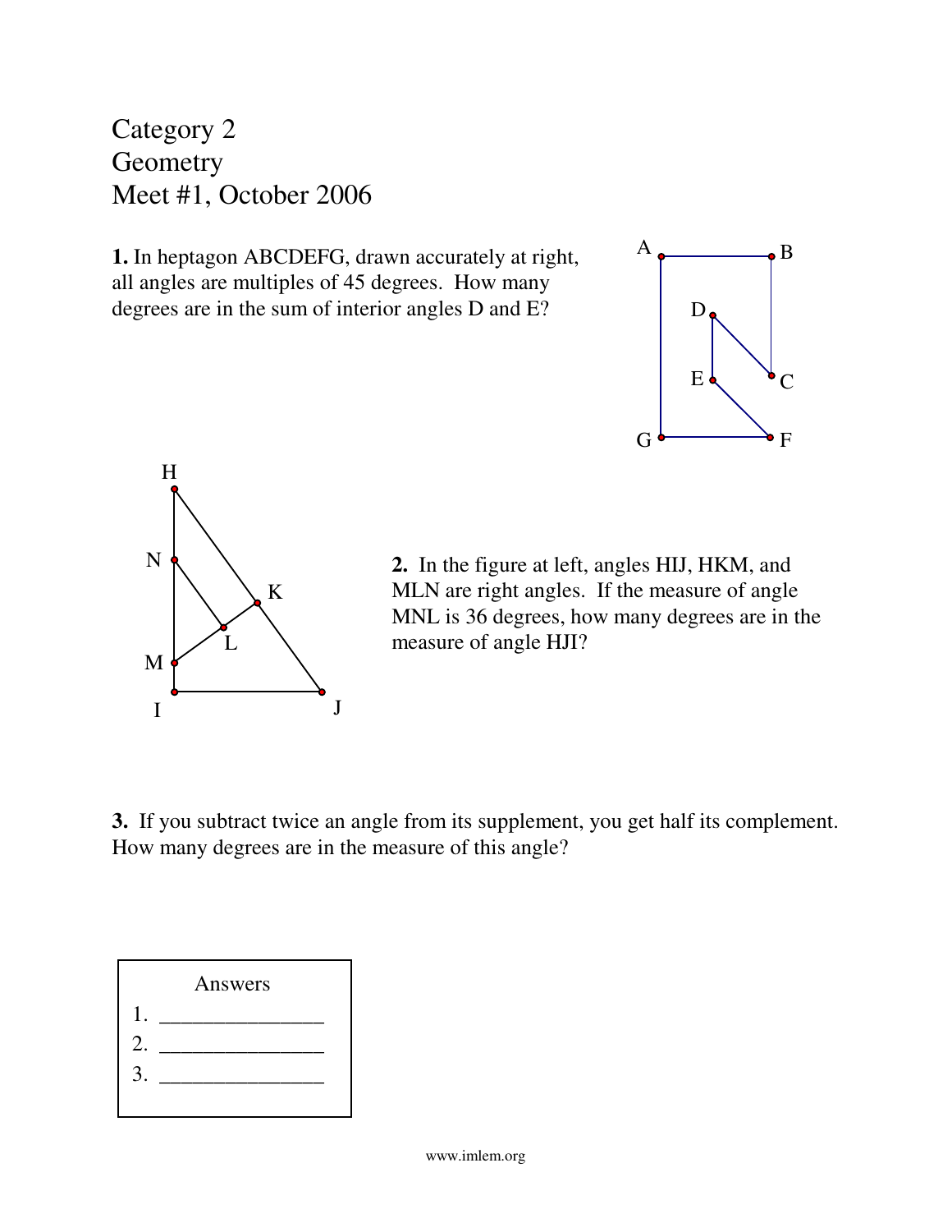Category 2
Geometry
Meet #1, October 2006

**1.** In heptagon ABCDEFG, drawn accurately at right, all angles are multiples of 45 degrees. How many degrees are in the sum of interior angles D and E?

**2.** In the figure at left, angles HIJ, HKM, and MLN are right angles. If the measure of angle MNL is 36 degrees, how many degrees are in the measure of angle HJI?

**3.** If you subtract twice an angle from its supplement, you get half its complement. How many degrees are in the measure of this angle?

Answers

1. _______________
2. _______________
3. _______________

www.imlem.org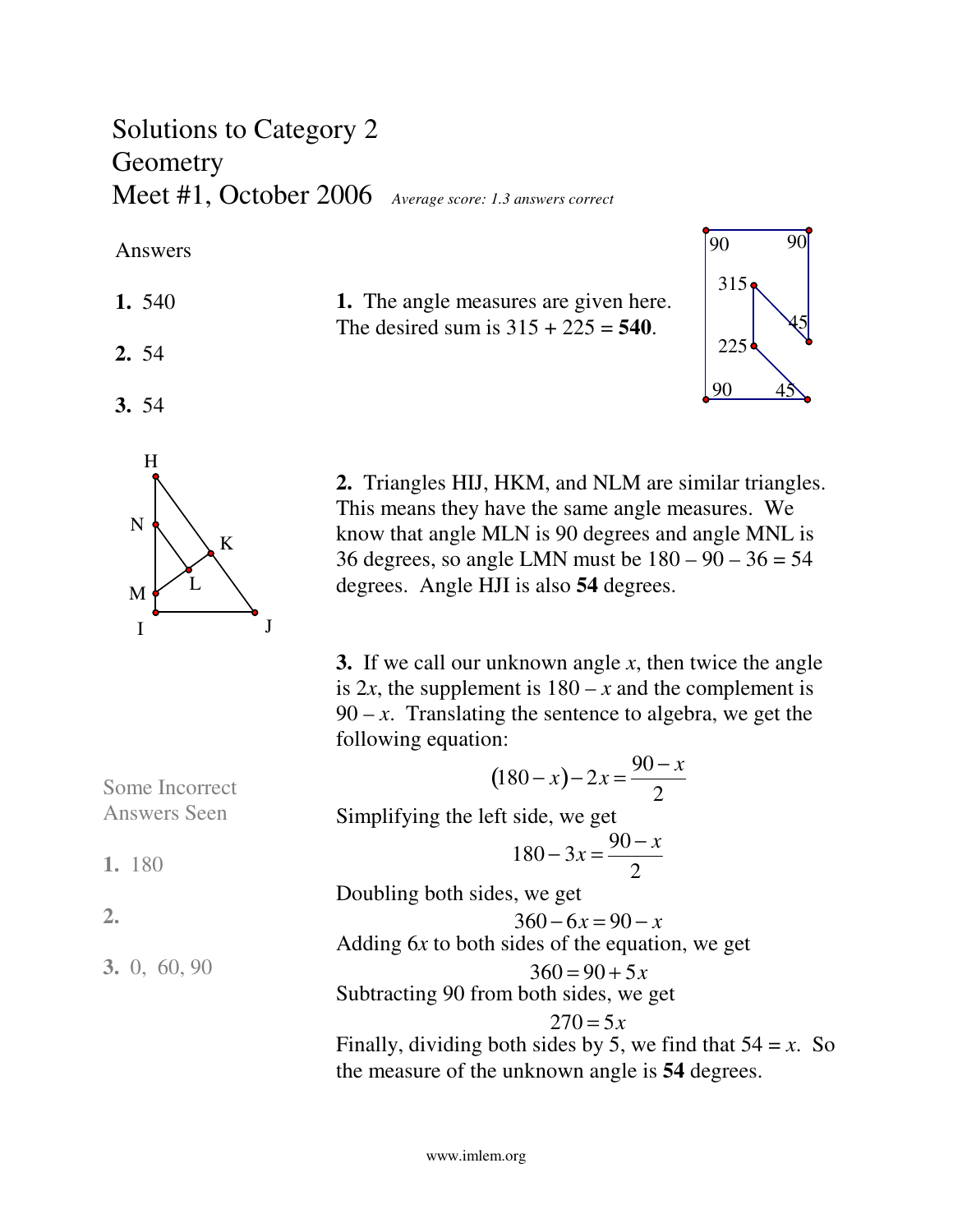# Solutions to Category 2
# Geometry
# Meet #1, October 2006

*Average score: 1.3 answers correct*

**Answers**

**1.** 540

**2.** 54

**3.** 54

**1.** The angle measures are given here. The desired sum is 315 + 225 = **540**.

**2.** Triangles HIJ, HKM, and NLM are similar triangles. This means they have the same angle measures. We know that angle MLN is 90 degrees and angle MNL is 36 degrees, so angle LMN must be 180 – 90 – 36 = 54 degrees. Angle HJI is also **54** degrees.

**3.** If we call our unknown angle $x$, then twice the angle is $2x$, the supplement is $180 - x$ and the complement is $90 - x$. Translating the sentence to algebra, we get the following equation:

$$(180 - x) - 2x = \frac{90 - x}{2}$$

Simplifying the left side, we get

$$180 - 3x = \frac{90 - x}{2}$$

Doubling both sides, we get

$$360 - 6x = 90 - x$$

Adding $6x$ to both sides of the equation, we get

$$360 = 90 + 5x$$

Subtracting 90 from both sides, we get

$$270 = 5x$$

Finally, dividing both sides by 5, we find that $54 = x$. So the measure of the unknown angle is **54** degrees.

Some Incorrect Answers Seen

**1.** 180

**2.**

**3.** 0, 60, 90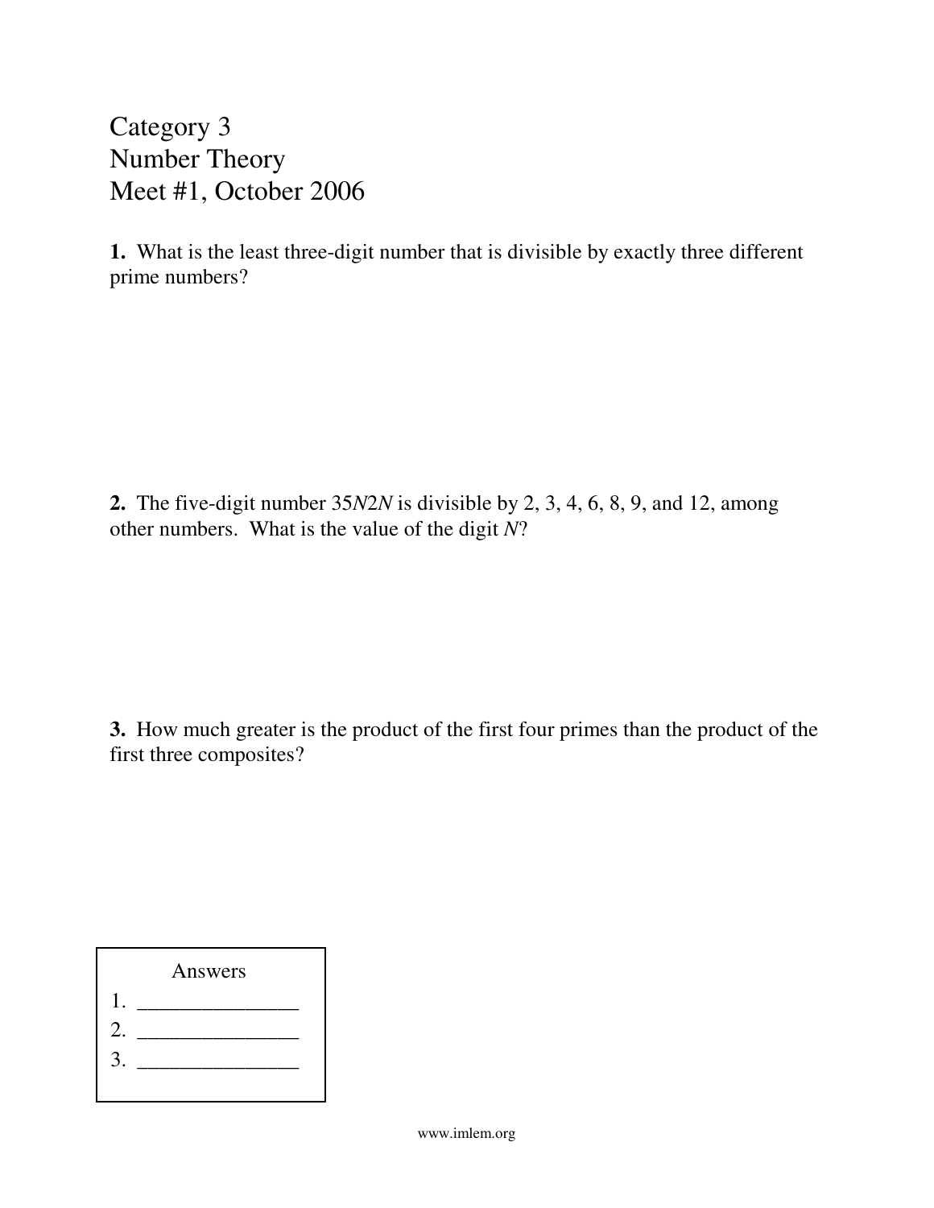# Category 3
# Number Theory
# Meet #1, October 2006

**1.** What is the least three-digit number that is divisible by exactly three different prime numbers?

**2.** The five-digit number 35*N*2*N* is divisible by 2, 3, 4, 6, 8, 9, and 12, among other numbers. What is the value of the digit *N*?

**3.** How much greater is the product of the first four primes than the product of the first three composites?

| Answers |
|---|
| 1. _______________ |
| 2. _______________ |
| 3. _______________ |

www.imlem.org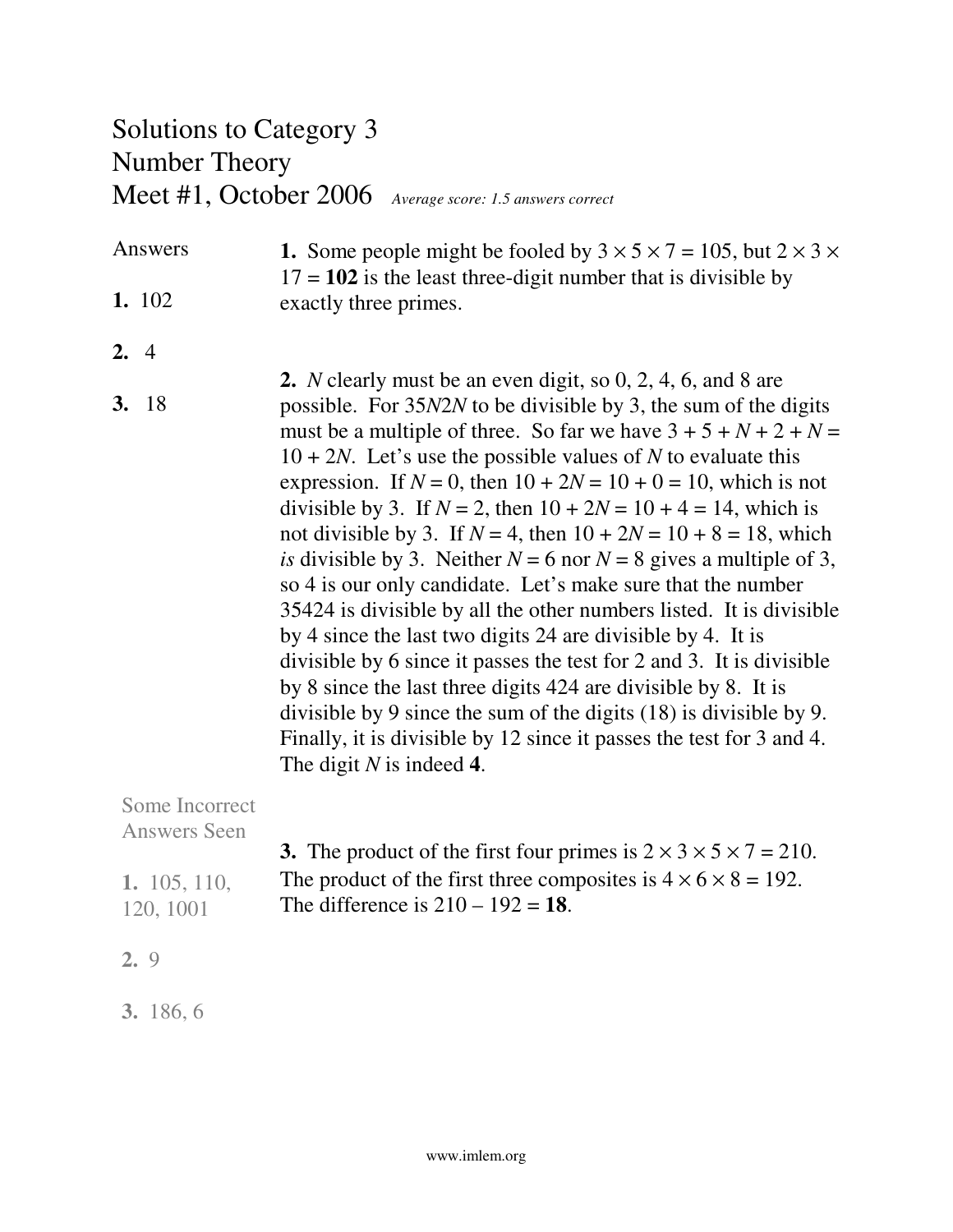# Solutions to Category 3
# Number Theory
# Meet #1, October 2006 *Average score: 1.5 answers correct*

**Answers**

**1.** 102

**2.** 4

**3.** 18

**1.** Some people might be fooled by $3 \times 5 \times 7 = 105$, but $2 \times 3 \times 17 =$ **102** is the least three-digit number that is divisible by exactly three primes.

**2.** $N$ clearly must be an even digit, so 0, 2, 4, 6, and 8 are possible. For $35N2N$ to be divisible by 3, the sum of the digits must be a multiple of three. So far we have $3 + 5 + N + 2 + N = 10 + 2N$. Let's use the possible values of $N$ to evaluate this expression. If $N = 0$, then $10 + 2N = 10 + 0 = 10$, which is not divisible by 3. If $N = 2$, then $10 + 2N = 10 + 4 = 14$, which is not divisible by 3. If $N = 4$, then $10 + 2N = 10 + 8 = 18$, which *is* divisible by 3. Neither $N = 6$ nor $N = 8$ gives a multiple of 3, so 4 is our only candidate. Let's make sure that the number 35424 is divisible by all the other numbers listed. It is divisible by 4 since the last two digits 24 are divisible by 4. It is divisible by 6 since it passes the test for 2 and 3. It is divisible by 8 since the last three digits 424 are divisible by 8. It is divisible by 9 since the sum of the digits (18) is divisible by 9. Finally, it is divisible by 12 since it passes the test for 3 and 4. The digit $N$ is indeed **4**.

**3.** The product of the first four primes is $2 \times 3 \times 5 \times 7 = 210$. The product of the first three composites is $4 \times 6 \times 8 = 192$. The difference is $210 - 192 =$ **18**.

Some Incorrect Answers Seen

**1.** 105, 110, 120, 1001

**2.** 9

**3.** 186, 6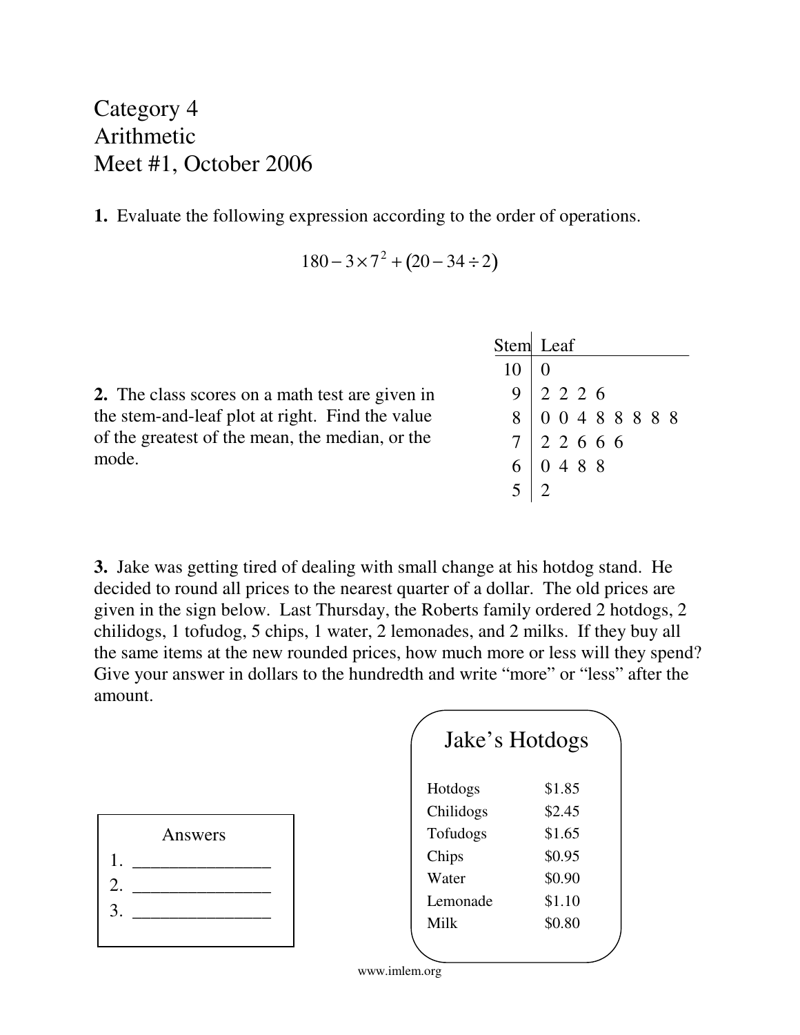# Category 4
# Arithmetic
# Meet #1, October 2006

**1.** Evaluate the following expression according to the order of operations.

$$180 - 3 \times 7^2 + (20 - 34 \div 2)$$

**2.** The class scores on a math test are given in the stem-and-leaf plot at right. Find the value of the greatest of the mean, the median, or the mode.

| Stem | Leaf |
|---|---|
| 10 | 0 |
| 9 | 2 2 2 6 |
| 8 | 0 0 4 8 8 8 8 8 |
| 7 | 2 2 6 6 6 |
| 6 | 0 4 8 8 |
| 5 | 2 |

**3.** Jake was getting tired of dealing with small change at his hotdog stand. He decided to round all prices to the nearest quarter of a dollar. The old prices are given in the sign below. Last Thursday, the Roberts family ordered 2 hotdogs, 2 chilidogs, 1 tofudog, 5 chips, 1 water, 2 lemonades, and 2 milks. If they buy all the same items at the new rounded prices, how much more or less will they spend? Give your answer in dollars to the hundredth and write "more" or "less" after the amount.

**Jake's Hotdogs**

| Item | Price |
|---|---|
| Hotdogs | \$1.85 |
| Chilidogs | \$2.45 |
| Tofudogs | \$1.65 |
| Chips | \$0.95 |
| Water | \$0.90 |
| Lemonade | \$1.10 |
| Milk | \$0.80 |

Answers

1. _______________
2. _______________
3. _______________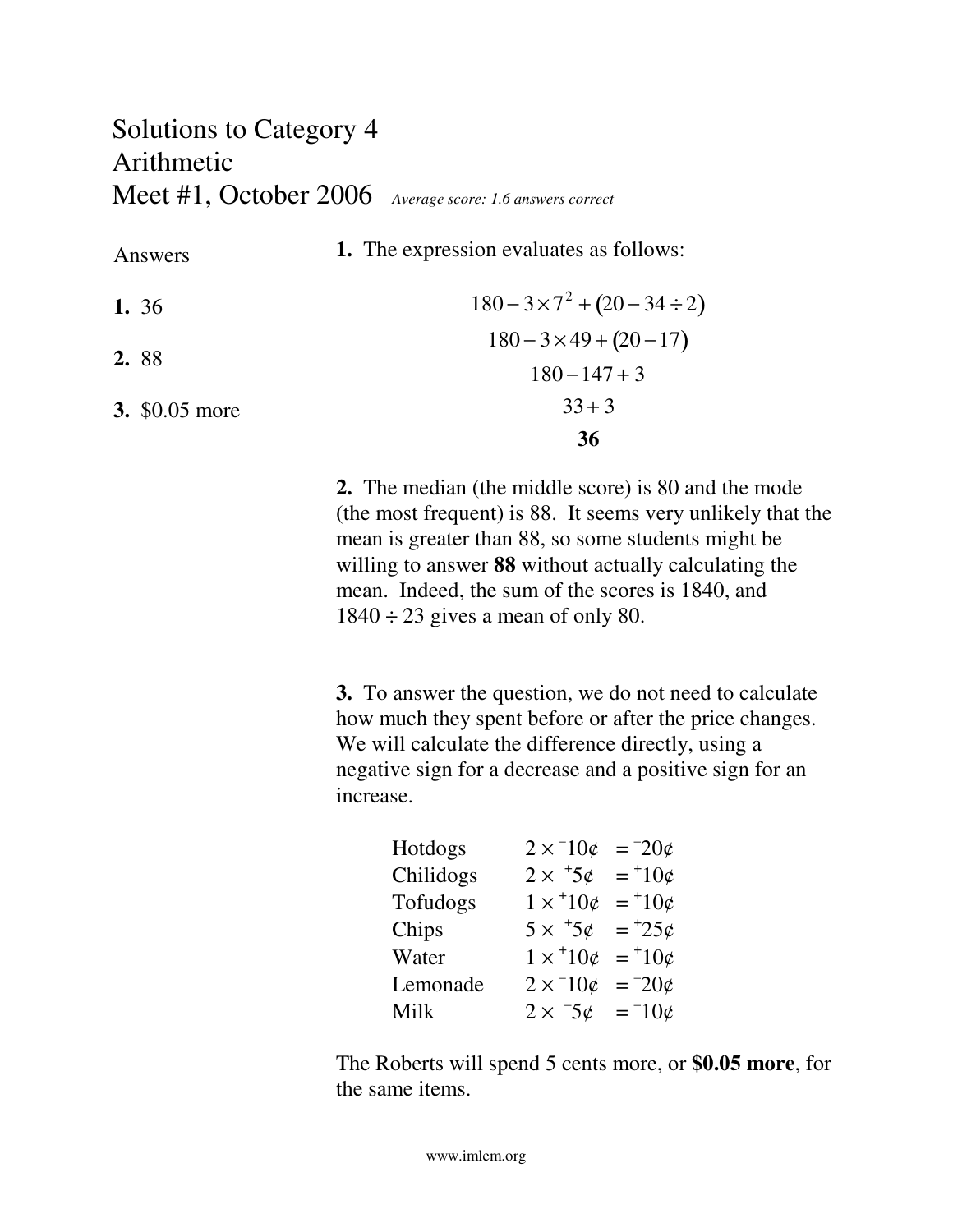# Solutions to Category 4
# Arithmetic
# Meet #1, October 2006 *Average score: 1.6 answers correct*

Answers

**1.** 36

**2.** 88

**3.** \$0.05 more

**1.** The expression evaluates as follows:

$$180 - 3 \times 7^2 + (20 - 34 \div 2)$$
$$180 - 3 \times 49 + (20 - 17)$$
$$180 - 147 + 3$$
$$33 + 3$$
$$\mathbf{36}$$

**2.** The median (the middle score) is 80 and the mode (the most frequent) is 88. It seems very unlikely that the mean is greater than 88, so some students might be willing to answer **88** without actually calculating the mean. Indeed, the sum of the scores is 1840, and $1840 \div 23$ gives a mean of only 80.

**3.** To answer the question, we do not need to calculate how much they spent before or after the price changes. We will calculate the difference directly, using a negative sign for a decrease and a positive sign for an increase.

| | | |
|---|---|---|
| Hotdogs | $2 \times {}^{-}10¢$ | $= {}^{-}20¢$ |
| Chilidogs | $2 \times {}^{+}5¢$ | $= {}^{+}10¢$ |
| Tofudogs | $1 \times {}^{+}10¢$ | $= {}^{+}10¢$ |
| Chips | $5 \times {}^{+}5¢$ | $= {}^{+}25¢$ |
| Water | $1 \times {}^{+}10¢$ | $= {}^{+}10¢$ |
| Lemonade | $2 \times {}^{-}10¢$ | $= {}^{-}20¢$ |
| Milk | $2 \times {}^{-}5¢$ | $= {}^{-}10¢$ |

The Roberts will spend 5 cents more, or **\$0.05 more**, for the same items.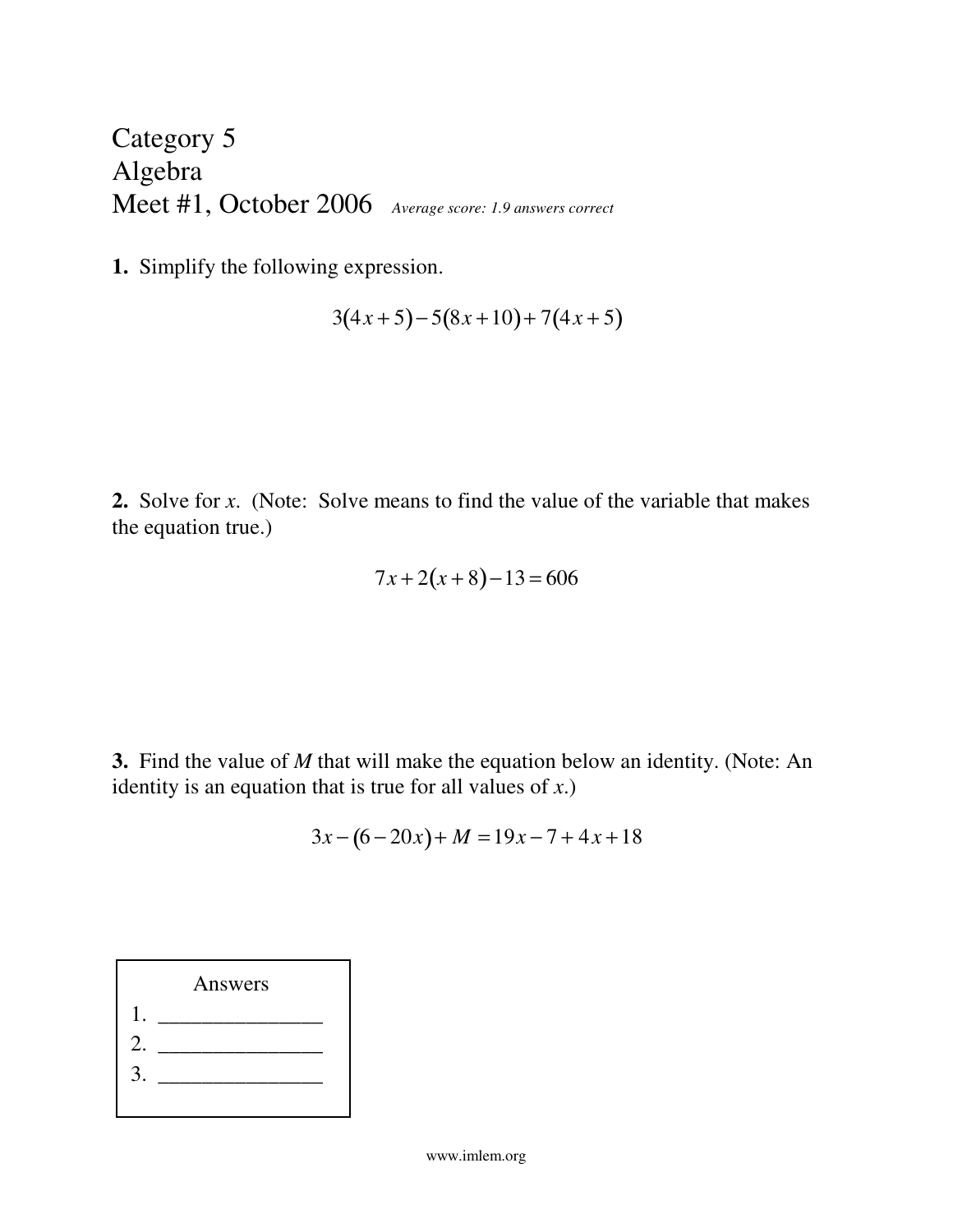# Category 5
# Algebra
# Meet #1, October 2006

*Average score: 1.9 answers correct*

**1.** Simplify the following expression.

$$3(4x+5)-5(8x+10)+7(4x+5)$$

**2.** Solve for *x*. (Note: Solve means to find the value of the variable that makes the equation true.)

$$7x+2(x+8)-13=606$$

**3.** Find the value of *M* that will make the equation below an identity. (Note: An identity is an equation that is true for all values of *x*.)

$$3x-(6-20x)+M=19x-7+4x+18$$

| Answers |
| --- |
| 1. _______________ |
| 2. _______________ |
| 3. _______________ |

www.imlem.org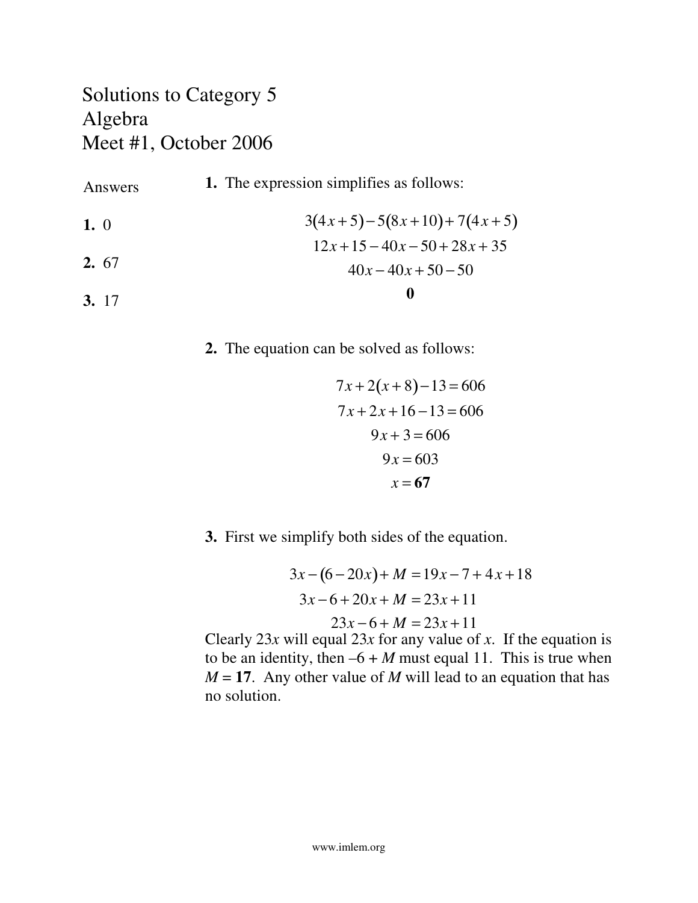# Solutions to Category 5
# Algebra
# Meet #1, October 2006

**Answers**

**1.** 0

**2.** 67

**3.** 17

**1.** The expression simplifies as follows:

$$3(4x+5)-5(8x+10)+7(4x+5)$$
$$12x+15-40x-50+28x+35$$
$$40x-40x+50-50$$
$$\mathbf{0}$$

**2.** The equation can be solved as follows:

$$7x+2(x+8)-13=606$$
$$7x+2x+16-13=606$$
$$9x+3=606$$
$$9x=603$$
$$x=\mathbf{67}$$

**3.** First we simplify both sides of the equation.

$$3x-(6-20x)+M=19x-7+4x+18$$
$$3x-6+20x+M=23x+11$$
$$23x-6+M=23x+11$$

Clearly $23x$ will equal $23x$ for any value of $x$. If the equation is to be an identity, then $-6+M$ must equal 11. This is true when $M = \mathbf{17}$. Any other value of $M$ will lead to an equation that has no solution.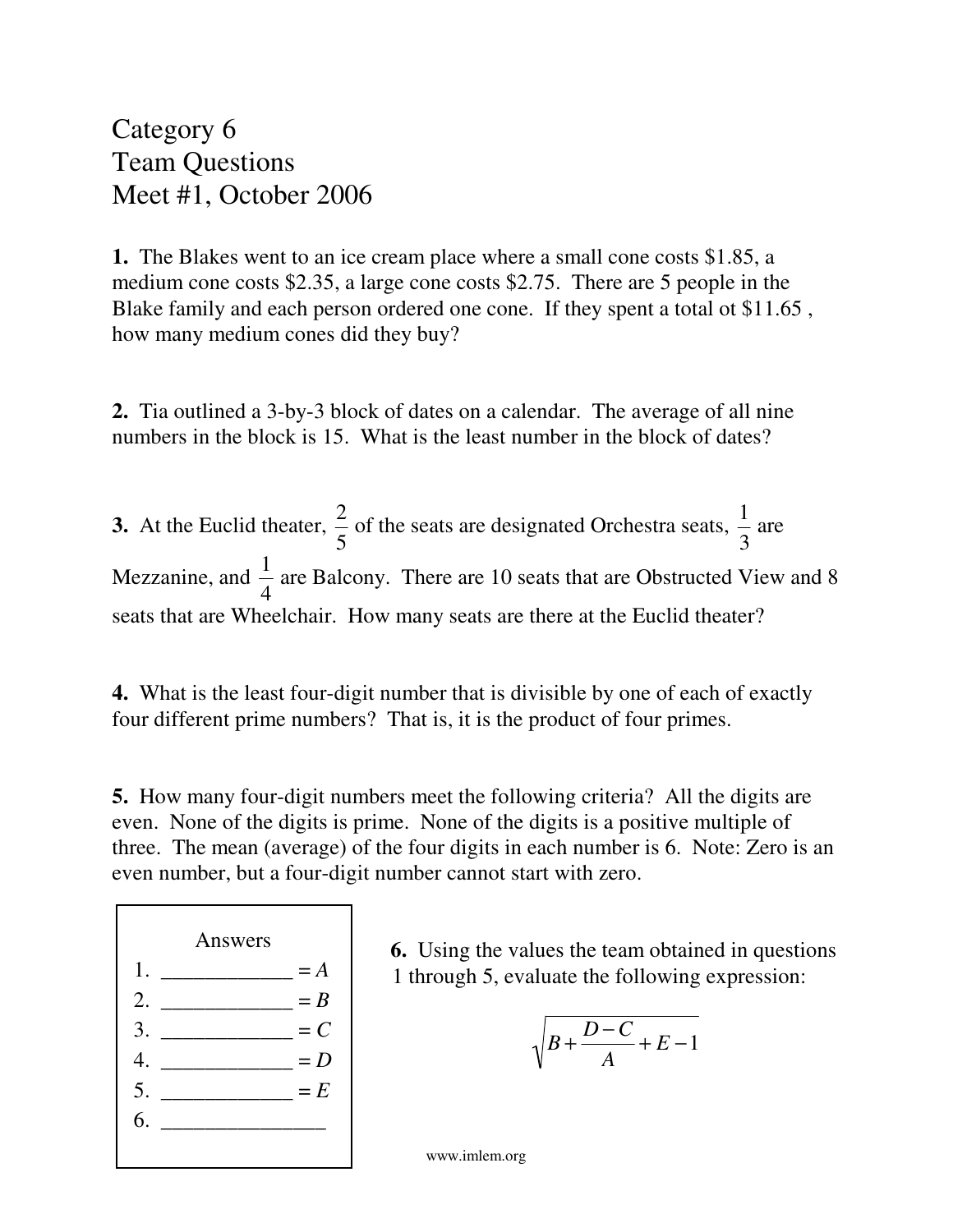# Category 6
# Team Questions
# Meet #1, October 2006

**1.** The Blakes went to an ice cream place where a small cone costs \$1.85, a medium cone costs \$2.35, a large cone costs \$2.75. There are 5 people in the Blake family and each person ordered one cone. If they spent a total ot \$11.65 , how many medium cones did they buy?

**2.** Tia outlined a 3-by-3 block of dates on a calendar. The average of all nine numbers in the block is 15. What is the least number in the block of dates?

**3.** At the Euclid theater, $\frac{2}{5}$ of the seats are designated Orchestra seats, $\frac{1}{3}$ are Mezzanine, and $\frac{1}{4}$ are Balcony. There are 10 seats that are Obstructed View and 8 seats that are Wheelchair. How many seats are there at the Euclid theater?

**4.** What is the least four-digit number that is divisible by one of each of exactly four different prime numbers? That is, it is the product of four primes.

**5.** How many four-digit numbers meet the following criteria? All the digits are even. None of the digits is prime. None of the digits is a positive multiple of three. The mean (average) of the four digits in each number is 6. Note: Zero is an even number, but a four-digit number cannot start with zero.

Answers

1. ____________ = $A$
2. ____________ = $B$
3. ____________ = $C$
4. ____________ = $D$
5. ____________ = $E$
6. ______________

**6.** Using the values the team obtained in questions 1 through 5, evaluate the following expression:

$$\sqrt{B + \frac{D - C}{A} + E - 1}$$

www.imlem.org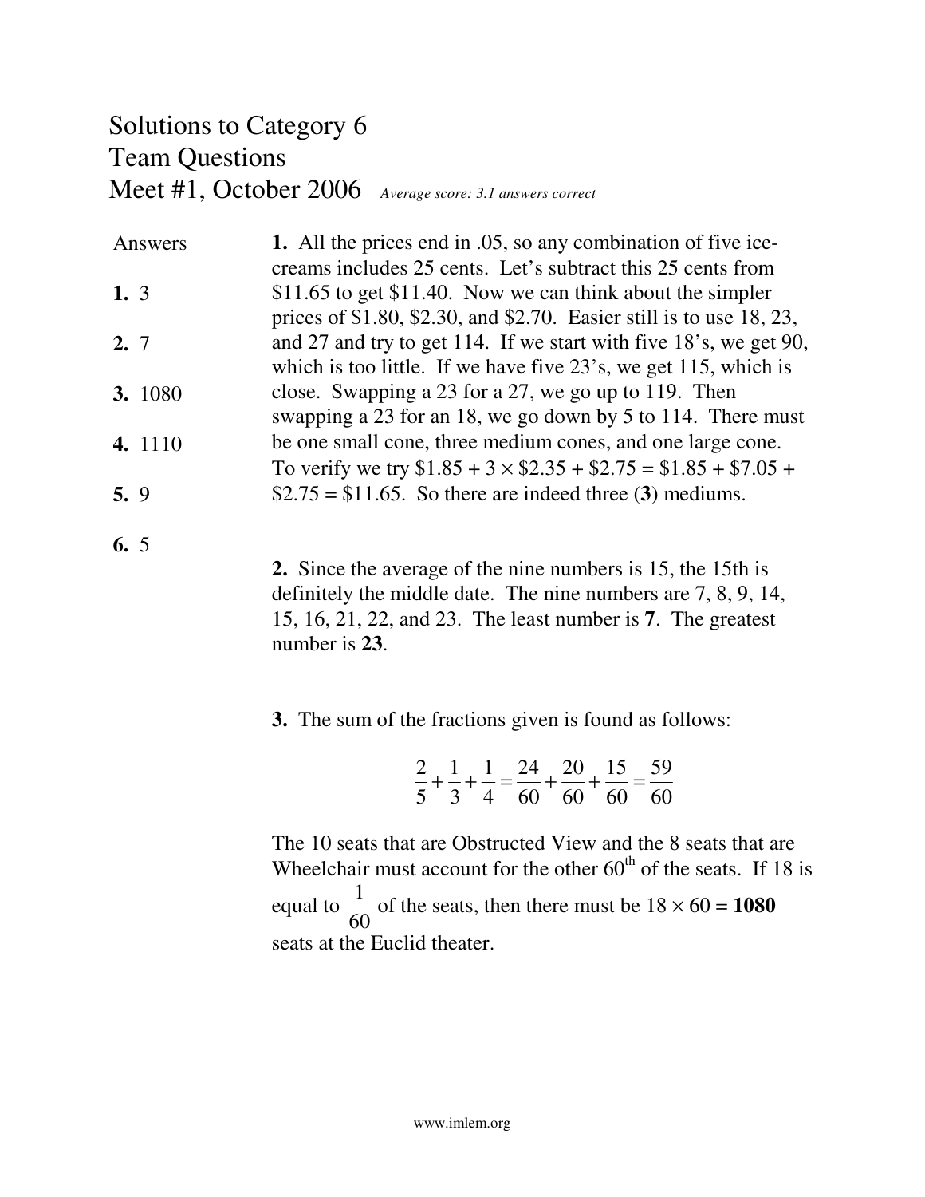# Solutions to Category 6
# Team Questions
# Meet #1, October 2006 *Average score: 3.1 answers correct*

Answers

**1.** 3

**2.** 7

**3.** 1080

**4.** 1110

**5.** 9

**6.** 5

**1.** All the prices end in .05, so any combination of five ice-creams includes 25 cents. Let's subtract this 25 cents from \$11.65 to get \$11.40. Now we can think about the simpler prices of \$1.80, \$2.30, and \$2.70. Easier still is to use 18, 23, and 27 and try to get 114. If we start with five 18's, we get 90, which is too little. If we have five 23's, we get 115, which is close. Swapping a 23 for a 27, we go up to 119. Then swapping a 23 for an 18, we go down by 5 to 114. There must be one small cone, three medium cones, and one large cone. To verify we try \$1.85 + 3 $\times$ \$2.35 + \$2.75 = \$1.85 + \$7.05 + \$2.75 = \$11.65. So there are indeed three (**3**) mediums.

**2.** Since the average of the nine numbers is 15, the 15th is definitely the middle date. The nine numbers are 7, 8, 9, 14, 15, 16, 21, 22, and 23. The least number is **7**. The greatest number is **23**.

**3.** The sum of the fractions given is found as follows:

$$\frac{2}{5}+\frac{1}{3}+\frac{1}{4}=\frac{24}{60}+\frac{20}{60}+\frac{15}{60}=\frac{59}{60}$$

The 10 seats that are Obstructed View and the 8 seats that are Wheelchair must account for the other $60^{\text{th}}$ of the seats. If 18 is equal to $\frac{1}{60}$ of the seats, then there must be $18 \times 60 =$ **1080** seats at the Euclid theater.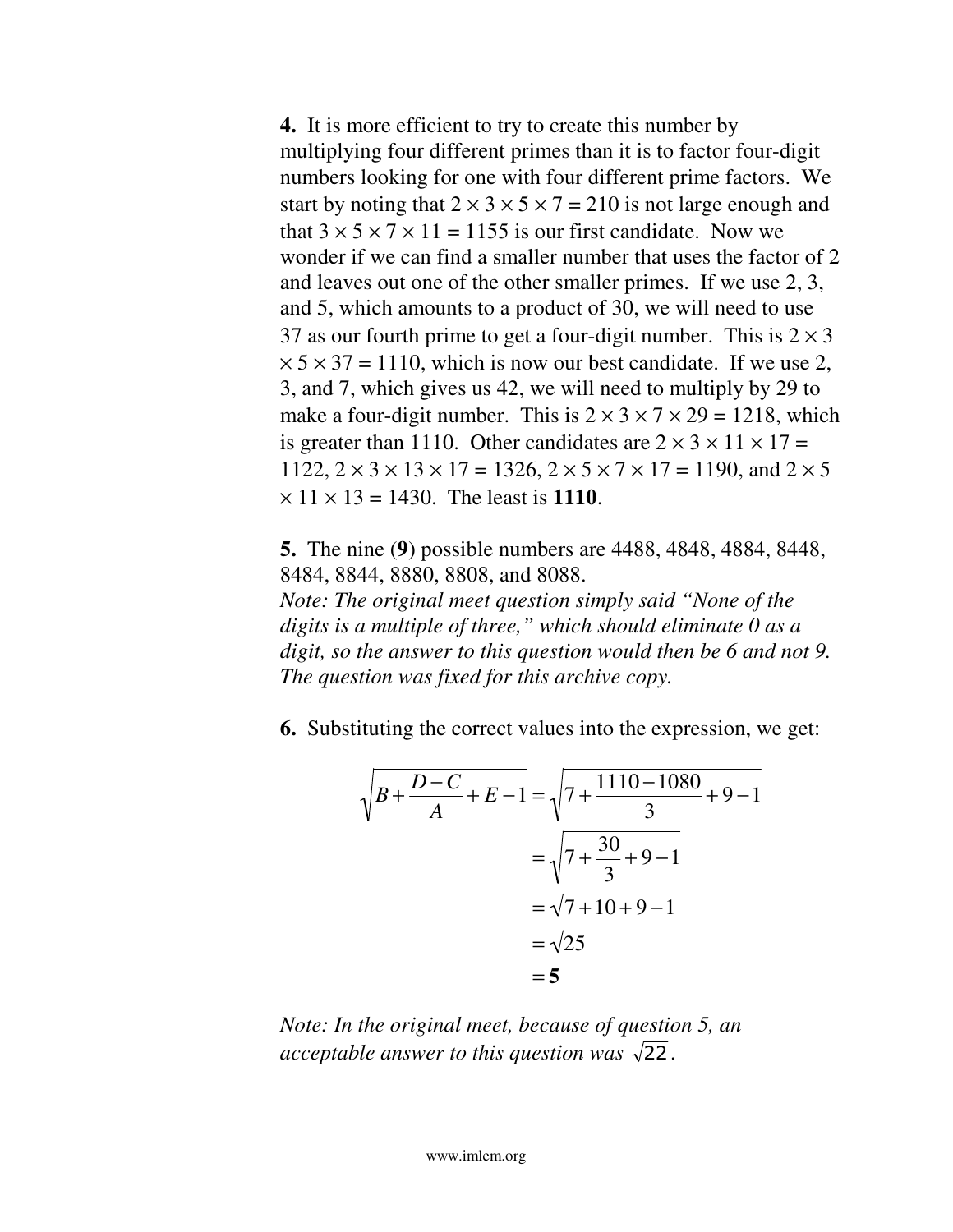**4.** It is more efficient to try to create this number by multiplying four different primes than it is to factor four-digit numbers looking for one with four different prime factors. We start by noting that $2 \times 3 \times 5 \times 7 = 210$ is not large enough and that $3 \times 5 \times 7 \times 11 = 1155$ is our first candidate. Now we wonder if we can find a smaller number that uses the factor of 2 and leaves out one of the other smaller primes. If we use 2, 3, and 5, which amounts to a product of 30, we will need to use 37 as our fourth prime to get a four-digit number. This is $2 \times 3 \times 5 \times 37 = 1110$, which is now our best candidate. If we use 2, 3, and 7, which gives us 42, we will need to multiply by 29 to make a four-digit number. This is $2 \times 3 \times 7 \times 29 = 1218$, which is greater than 1110. Other candidates are $2 \times 3 \times 11 \times 17 = 1122$, $2 \times 3 \times 13 \times 17 = 1326$, $2 \times 5 \times 7 \times 17 = 1190$, and $2 \times 5 \times 11 \times 13 = 1430$. The least is **1110**.

**5.** The nine (**9**) possible numbers are 4488, 4848, 4884, 8448, 8484, 8844, 8880, 8808, and 8088.
*Note: The original meet question simply said "None of the digits is a multiple of three," which should eliminate 0 as a digit, so the answer to this question would then be 6 and not 9. The question was fixed for this archive copy.*

**6.** Substituting the correct values into the expression, we get:

$$\begin{aligned}\sqrt{B+\frac{D-C}{A}+E-1} &= \sqrt{7+\frac{1110-1080}{3}+9-1} \\ &= \sqrt{7+\frac{30}{3}+9-1} \\ &= \sqrt{7+10+9-1} \\ &= \sqrt{25} \\ &= \mathbf{5}\end{aligned}$$

*Note: In the original meet, because of question 5, an acceptable answer to this question was* $\sqrt{22}$.